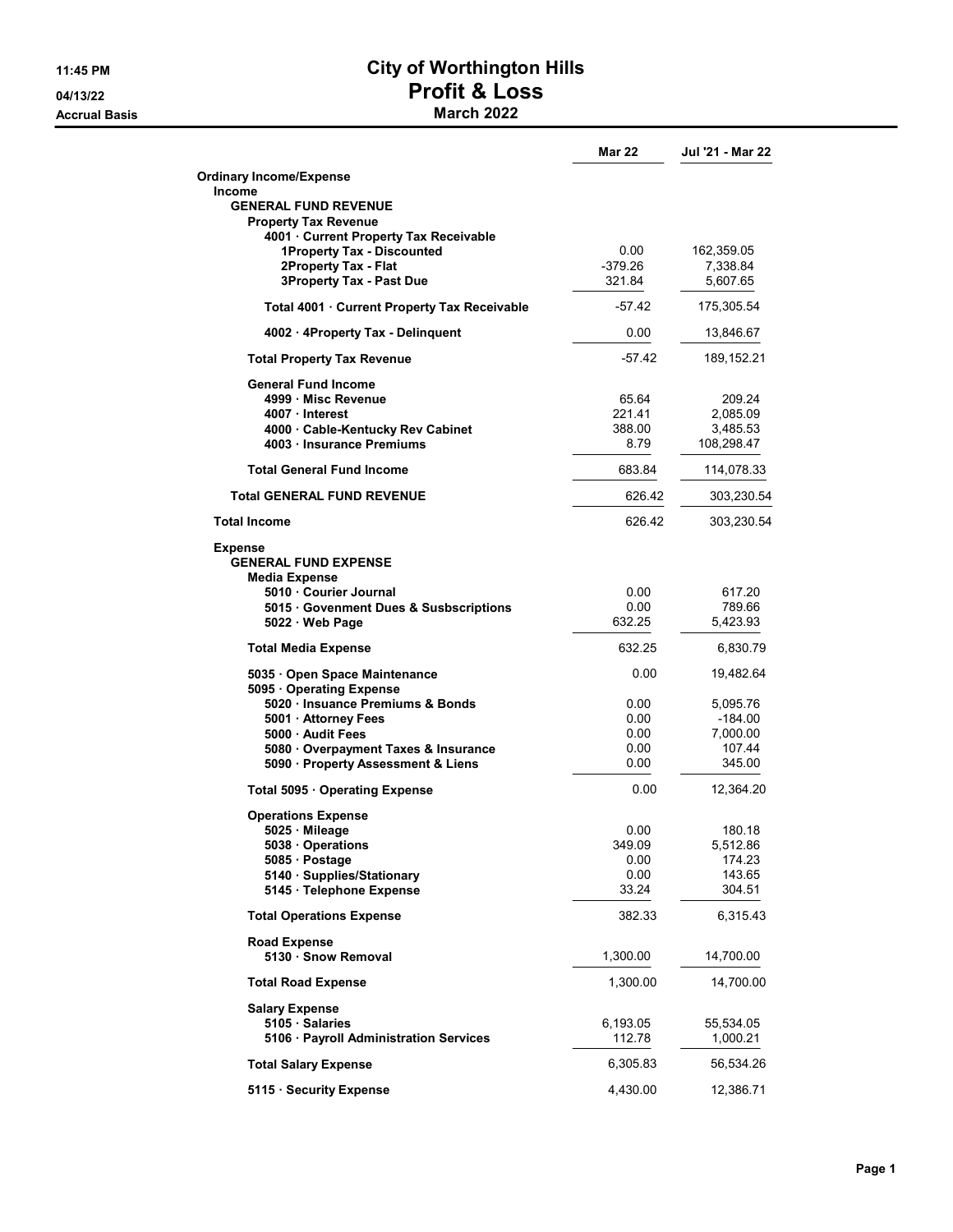# City of Worthington Hills

## Profit & Loss

### March 2022

11:45 PM
04/13/22
Accrual Basis

| | Mar 22 | Jul '21 - Mar 22 |
|---|---|---|
| **Ordinary Income/Expense** | | |
| **Income** | | |
| **GENERAL FUND REVENUE** | | |
| **Property Tax Revenue** | | |
| **4001 · Current Property Tax Receivable** | | |
| **1Property Tax - Discounted** | 0.00 | 162,359.05 |
| **2Property Tax - Flat** | -379.26 | 7,338.84 |
| **3Property Tax - Past Due** | 321.84 | 5,607.65 |
| **Total 4001 · Current Property Tax Receivable** | -57.42 | 175,305.54 |
| **4002 · 4Property Tax - Delinquent** | 0.00 | 13,846.67 |
| **Total Property Tax Revenue** | -57.42 | 189,152.21 |
| **General Fund Income** | | |
| **4999 · Misc Revenue** | 65.64 | 209.24 |
| **4007 · Interest** | 221.41 | 2,085.09 |
| **4000 · Cable-Kentucky Rev Cabinet** | 388.00 | 3,485.53 |
| **4003 · Insurance Premiums** | 8.79 | 108,298.47 |
| **Total General Fund Income** | 683.84 | 114,078.33 |
| **Total GENERAL FUND REVENUE** | 626.42 | 303,230.54 |
| **Total Income** | 626.42 | 303,230.54 |
| **Expense** | | |
| **GENERAL FUND EXPENSE** | | |
| **Media Expense** | | |
| **5010 · Courier Journal** | 0.00 | 617.20 |
| **5015 · Govenment Dues & Susbscriptions** | 0.00 | 789.66 |
| **5022 · Web Page** | 632.25 | 5,423.93 |
| **Total Media Expense** | 632.25 | 6,830.79 |
| **5035 · Open Space Maintenance** | 0.00 | 19,482.64 |
| **5095 · Operating Expense** | | |
| **5020 · Insuance Premiums & Bonds** | 0.00 | 5,095.76 |
| **5001 · Attorney Fees** | 0.00 | -184.00 |
| **5000 · Audit Fees** | 0.00 | 7,000.00 |
| **5080 · Overpayment Taxes & Insurance** | 0.00 | 107.44 |
| **5090 · Property Assessment & Liens** | 0.00 | 345.00 |
| **Total 5095 · Operating Expense** | 0.00 | 12,364.20 |
| **Operations Expense** | | |
| **5025 · Mileage** | 0.00 | 180.18 |
| **5038 · Operations** | 349.09 | 5,512.86 |
| **5085 · Postage** | 0.00 | 174.23 |
| **5140 · Supplies/Stationary** | 0.00 | 143.65 |
| **5145 · Telephone Expense** | 33.24 | 304.51 |
| **Total Operations Expense** | 382.33 | 6,315.43 |
| **Road Expense** | | |
| **5130 · Snow Removal** | 1,300.00 | 14,700.00 |
| **Total Road Expense** | 1,300.00 | 14,700.00 |
| **Salary Expense** | | |
| **5105 · Salaries** | 6,193.05 | 55,534.05 |
| **5106 · Payroll Administration Services** | 112.78 | 1,000.21 |
| **Total Salary Expense** | 6,305.83 | 56,534.26 |
| **5115 · Security Expense** | 4,430.00 | 12,386.71 |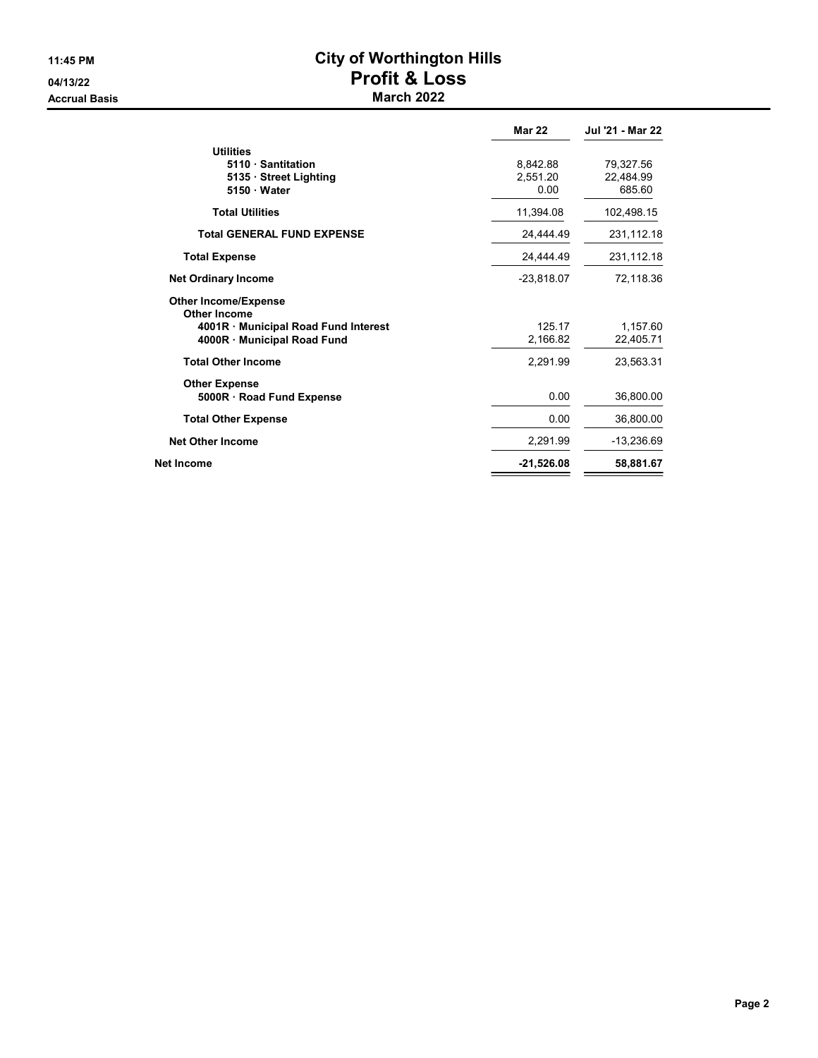# City of Worthington Hills

## Profit & Loss

### March 2022

11:45 PM
04/13/22
Accrual Basis

| | Mar 22 | Jul '21 - Mar 22 |
|---|---|---|
| **Utilities** | | |
| **5110 · Santitation** | 8,842.88 | 79,327.56 |
| **5135 · Street Lighting** | 2,551.20 | 22,484.99 |
| **5150 · Water** | 0.00 | 685.60 |
| **Total Utilities** | 11,394.08 | 102,498.15 |
| **Total GENERAL FUND EXPENSE** | 24,444.49 | 231,112.18 |
| **Total Expense** | 24,444.49 | 231,112.18 |
| **Net Ordinary Income** | -23,818.07 | 72,118.36 |
| **Other Income/Expense** | | |
| **Other Income** | | |
| **4001R · Municipal Road Fund Interest** | 125.17 | 1,157.60 |
| **4000R · Municipal Road Fund** | 2,166.82 | 22,405.71 |
| **Total Other Income** | 2,291.99 | 23,563.31 |
| **Other Expense** | | |
| **5000R · Road Fund Expense** | 0.00 | 36,800.00 |
| **Total Other Expense** | 0.00 | 36,800.00 |
| **Net Other Income** | 2,291.99 | -13,236.69 |
| **Net Income** | **-21,526.08** | **58,881.67** |